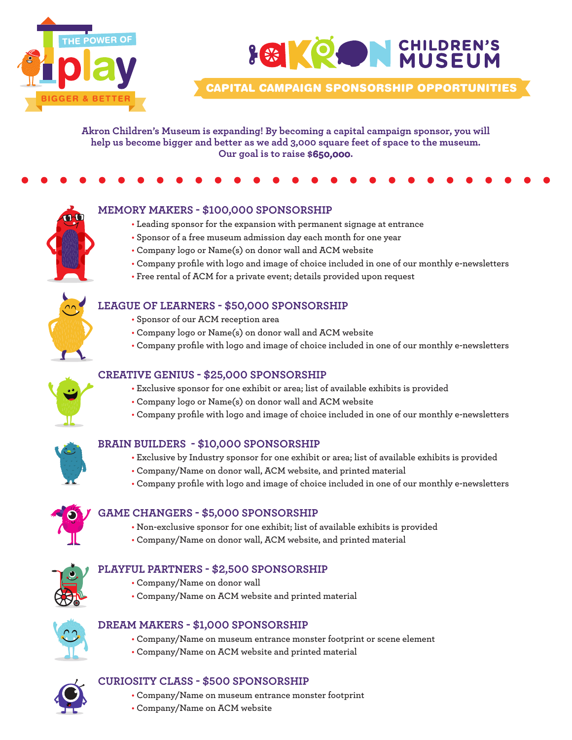THE POWER OF play

BIGGER & BETTER

# AKRON CHILDREN'S MUSEUM

## CAPITAL CAMPAIGN SPONSORSHIP OPPORTUNITIES

**Akron Children's Museum is expanding! By becoming a capital campaign sponsor, you will help us become bigger and better as we add 3,000 square feet of space to the museum. Our goal is to raise $650,000.**

### MEMORY MAKERS - $100,000 SPONSORSHIP

- Leading sponsor for the expansion with permanent signage at entrance
- Sponsor of a free museum admission day each month for one year
- Company logo or Name(s) on donor wall and ACM website
- Company profile with logo and image of choice included in one of our monthly e-newsletters
- Free rental of ACM for a private event; details provided upon request

### LEAGUE OF LEARNERS - $50,000 SPONSORSHIP

- Sponsor of our ACM reception area
- Company logo or Name(s) on donor wall and ACM website
- Company profile with logo and image of choice included in one of our monthly e-newsletters

### CREATIVE GENIUS - $25,000 SPONSORSHIP

- Exclusive sponsor for one exhibit or area; list of available exhibits is provided
- Company logo or Name(s) on donor wall and ACM website
- Company profile with logo and image of choice included in one of our monthly e-newsletters

### BRAIN BUILDERS - $10,000 SPONSORSHIP

- Exclusive by Industry sponsor for one exhibit or area; list of available exhibits is provided
- Company/Name on donor wall, ACM website, and printed material
- Company profile with logo and image of choice included in one of our monthly e-newsletters

### GAME CHANGERS - $5,000 SPONSORSHIP

- Non-exclusive sponsor for one exhibit; list of available exhibits is provided
- Company/Name on donor wall, ACM website, and printed material

### PLAYFUL PARTNERS - $2,500 SPONSORSHIP

- Company/Name on donor wall
- Company/Name on ACM website and printed material

### DREAM MAKERS - $1,000 SPONSORSHIP

- Company/Name on museum entrance monster footprint or scene element
- Company/Name on ACM website and printed material

### CURIOSITY CLASS - $500 SPONSORSHIP

- Company/Name on museum entrance monster footprint
- Company/Name on ACM website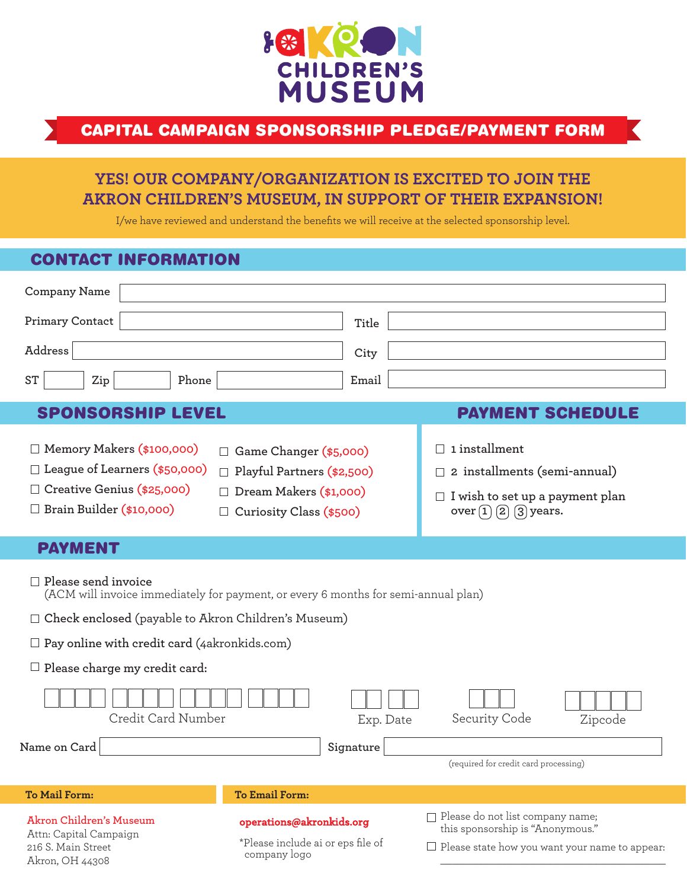# Akron Children's Museum

## CAPITAL CAMPAIGN SPONSORSHIP PLEDGE/PAYMENT FORM

**YES! OUR COMPANY/ORGANIZATION IS EXCITED TO JOIN THE AKRON CHILDREN'S MUSEUM, IN SUPPORT OF THEIR EXPANSION!**

I/we have reviewed and understand the benefits we will receive at the selected sponsorship level.

## CONTACT INFORMATION

Company Name

Primary Contact | Title

Address | City

ST | Zip | Phone | Email

## SPONSORSHIP LEVEL

- ☐ Memory Makers ($100,000)
- ☐ League of Learners ($50,000)
- ☐ Creative Genius ($25,000)
- ☐ Brain Builder ($10,000)
- ☐ Game Changer ($5,000)
- ☐ Playful Partners ($2,500)
- ☐ Dream Makers ($1,000)
- ☐ Curiosity Class ($500)

## PAYMENT SCHEDULE

- ☐ 1 installment
- ☐ 2 installments (semi-annual)
- ☐ I wish to set up a payment plan over (1) (2) (3) years.

## PAYMENT

- ☐ **Please send invoice**
  (ACM will invoice immediately for payment, or every 6 months for semi-annual plan)
- ☐ **Check enclosed** (payable to Akron Children's Museum)
- ☐ **Pay online with credit card** (4akronkids.com)
- ☐ **Please charge my credit card:**

Credit Card Number | Exp. Date | Security Code | Zipcode

Name on Card | Signature

(required for credit card processing)

**To Mail Form:**

Akron Children's Museum
Attn: Capital Campaign
216 S. Main Street
Akron, OH 44308

**To Email Form:**

operations@akronkids.org

*Please include ai or eps file of company logo

- ☐ Please do not list company name; this sponsorship is "Anonymous."
- ☐ Please state how you want your name to appear: